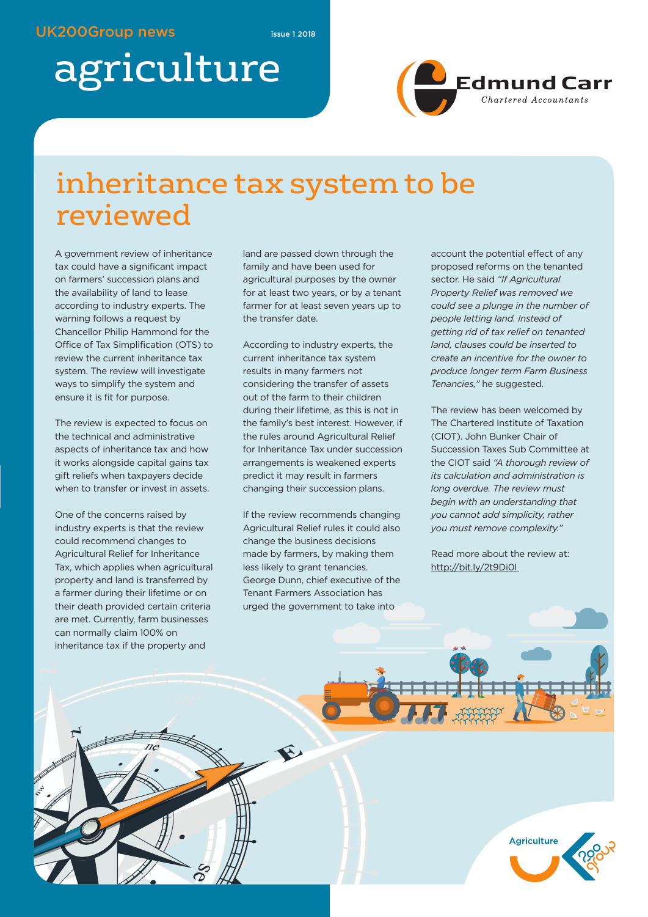UK200Group news

issue 1 2018

# agriculture

Edmund Carr
Chartered Accountants

## inheritance tax system to be reviewed

A government review of inheritance tax could have a significant impact on farmers' succession plans and the availability of land to lease according to industry experts. The warning follows a request by Chancellor Philip Hammond for the Office of Tax Simplification (OTS) to review the current inheritance tax system. The review will investigate ways to simplify the system and ensure it is fit for purpose.

The review is expected to focus on the technical and administrative aspects of inheritance tax and how it works alongside capital gains tax gift reliefs when taxpayers decide when to transfer or invest in assets.

One of the concerns raised by industry experts is that the review could recommend changes to Agricultural Relief for Inheritance Tax, which applies when agricultural property and land is transferred by a farmer during their lifetime or on their death provided certain criteria are met. Currently, farm businesses can normally claim 100% on inheritance tax if the property and land are passed down through the family and have been used for agricultural purposes by the owner for at least two years, or by a tenant farmer for at least seven years up to the transfer date.

According to industry experts, the current inheritance tax system results in many farmers not considering the transfer of assets out of the farm to their children during their lifetime, as this is not in the family's best interest. However, if the rules around Agricultural Relief for Inheritance Tax under succession arrangements is weakened experts predict it may result in farmers changing their succession plans.

If the review recommends changing Agricultural Relief rules it could also change the business decisions made by farmers, by making them less likely to grant tenancies. George Dunn, chief executive of the Tenant Farmers Association has urged the government to take into account the potential effect of any proposed reforms on the tenanted sector. He said *"If Agricultural Property Relief was removed we could see a plunge in the number of people letting land. Instead of getting rid of tax relief on tenanted land, clauses could be inserted to create an incentive for the owner to produce longer term Farm Business Tenancies,"* he suggested.

The review has been welcomed by The Chartered Institute of Taxation (CIOT). John Bunker Chair of Succession Taxes Sub Committee at the CIOT said *"A thorough review of its calculation and administration is long overdue. The review must begin with an understanding that you cannot add simplicity, rather you must remove complexity."*

Read more about the review at: http://bit.ly/2t9Di0l

Agriculture 200 group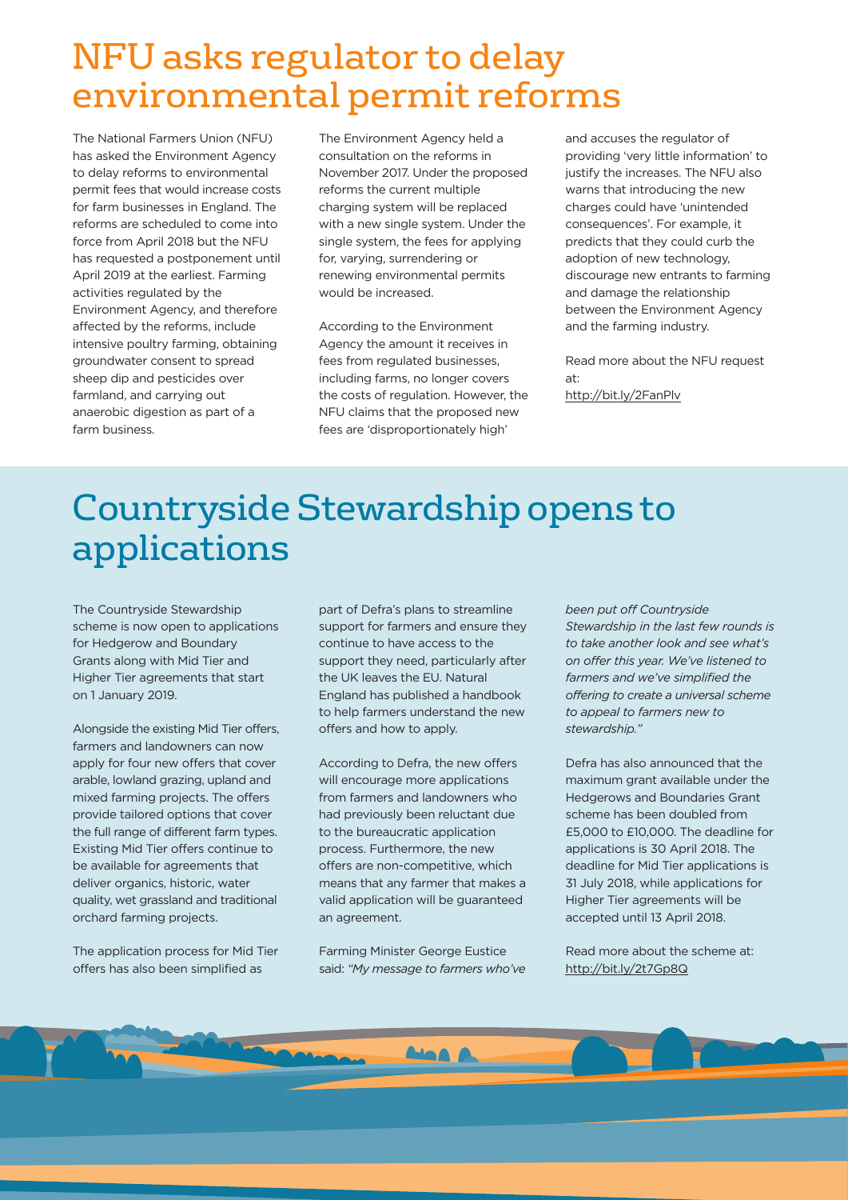# NFU asks regulator to delay environmental permit reforms

The National Farmers Union (NFU) has asked the Environment Agency to delay reforms to environmental permit fees that would increase costs for farm businesses in England. The reforms are scheduled to come into force from April 2018 but the NFU has requested a postponement until April 2019 at the earliest. Farming activities regulated by the Environment Agency, and therefore affected by the reforms, include intensive poultry farming, obtaining groundwater consent to spread sheep dip and pesticides over farmland, and carrying out anaerobic digestion as part of a farm business.

The Environment Agency held a consultation on the reforms in November 2017. Under the proposed reforms the current multiple charging system will be replaced with a new single system. Under the single system, the fees for applying for, varying, surrendering or renewing environmental permits would be increased.

According to the Environment Agency the amount it receives in fees from regulated businesses, including farms, no longer covers the costs of regulation. However, the NFU claims that the proposed new fees are 'disproportionately high' and accuses the regulator of providing 'very little information' to justify the increases. The NFU also warns that introducing the new charges could have 'unintended consequences'. For example, it predicts that they could curb the adoption of new technology, discourage new entrants to farming and damage the relationship between the Environment Agency and the farming industry.

Read more about the NFU request at:
http://bit.ly/2FanPlv

# Countryside Stewardship opens to applications

The Countryside Stewardship scheme is now open to applications for Hedgerow and Boundary Grants along with Mid Tier and Higher Tier agreements that start on 1 January 2019.

Alongside the existing Mid Tier offers, farmers and landowners can now apply for four new offers that cover arable, lowland grazing, upland and mixed farming projects. The offers provide tailored options that cover the full range of different farm types. Existing Mid Tier offers continue to be available for agreements that deliver organics, historic, water quality, wet grassland and traditional orchard farming projects.

The application process for Mid Tier offers has also been simplified as part of Defra's plans to streamline support for farmers and ensure they continue to have access to the support they need, particularly after the UK leaves the EU. Natural England has published a handbook to help farmers understand the new offers and how to apply.

According to Defra, the new offers will encourage more applications from farmers and landowners who had previously been reluctant due to the bureaucratic application process. Furthermore, the new offers are non-competitive, which means that any farmer that makes a valid application will be guaranteed an agreement.

Farming Minister George Eustice said: *"My message to farmers who've been put off Countryside Stewardship in the last few rounds is to take another look and see what's on offer this year. We've listened to farmers and we've simplified the offering to create a universal scheme to appeal to farmers new to stewardship."*

Defra has also announced that the maximum grant available under the Hedgerows and Boundaries Grant scheme has been doubled from £5,000 to £10,000. The deadline for applications is 30 April 2018. The deadline for Mid Tier applications is 31 July 2018, while applications for Higher Tier agreements will be accepted until 13 April 2018.

Read more about the scheme at:
http://bit.ly/2t7Gp8Q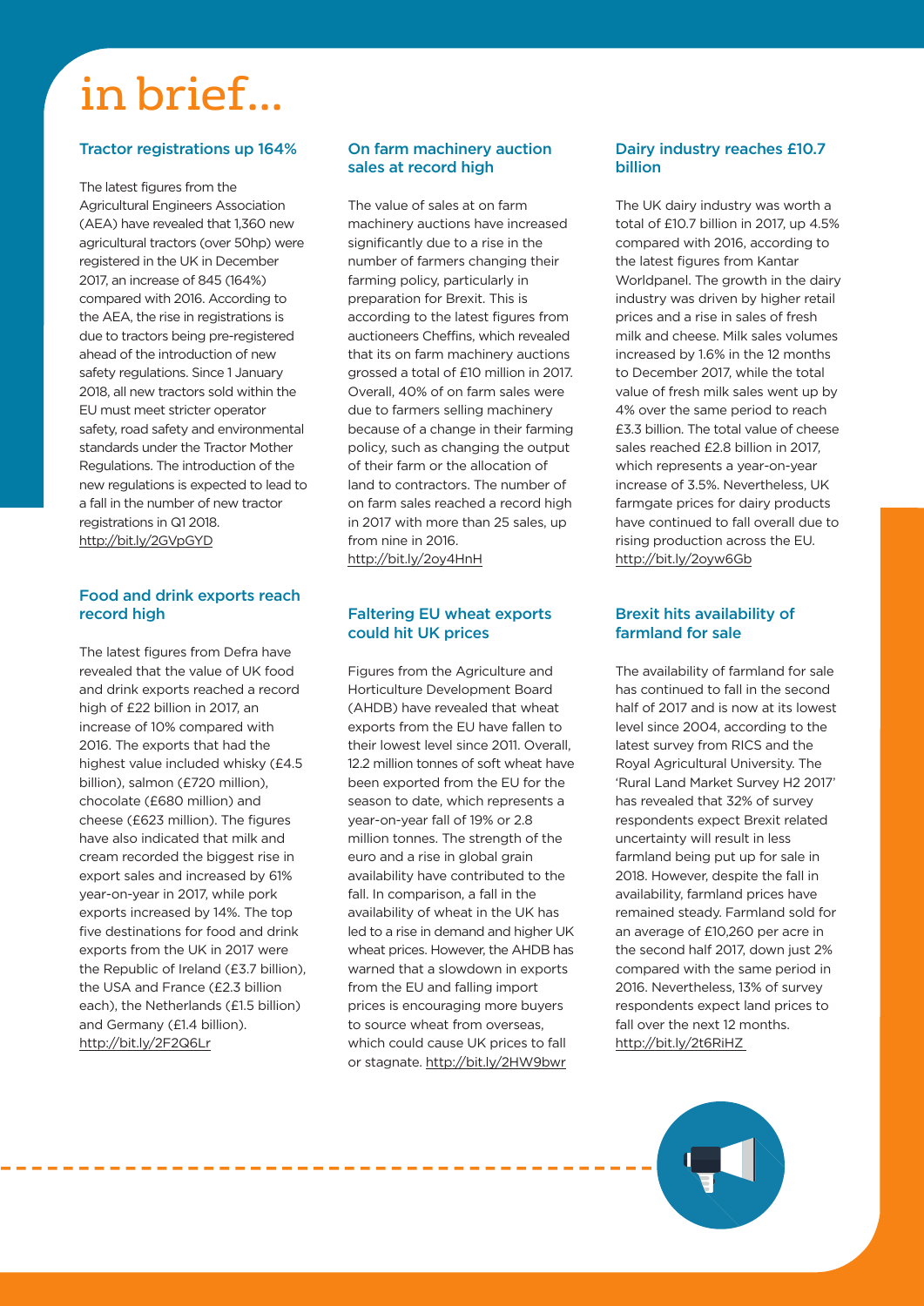# in brief...

### Tractor registrations up 164%

The latest figures from the Agricultural Engineers Association (AEA) have revealed that 1,360 new agricultural tractors (over 50hp) were registered in the UK in December 2017, an increase of 845 (164%) compared with 2016. According to the AEA, the rise in registrations is due to tractors being pre-registered ahead of the introduction of new safety regulations. Since 1 January 2018, all new tractors sold within the EU must meet stricter operator safety, road safety and environmental standards under the Tractor Mother Regulations. The introduction of the new regulations is expected to lead to a fall in the number of new tractor registrations in Q1 2018. http://bit.ly/2GVpGYD

### Food and drink exports reach record high

The latest figures from Defra have revealed that the value of UK food and drink exports reached a record high of £22 billion in 2017, an increase of 10% compared with 2016. The exports that had the highest value included whisky (£4.5 billion), salmon (£720 million), chocolate (£680 million) and cheese (£623 million). The figures have also indicated that milk and cream recorded the biggest rise in export sales and increased by 61% year-on-year in 2017, while pork exports increased by 14%. The top five destinations for food and drink exports from the UK in 2017 were the Republic of Ireland (£3.7 billion), the USA and France (£2.3 billion each), the Netherlands (£1.5 billion) and Germany (£1.4 billion). http://bit.ly/2F2Q6Lr

### On farm machinery auction sales at record high

The value of sales at on farm machinery auctions have increased significantly due to a rise in the number of farmers changing their farming policy, particularly in preparation for Brexit. This is according to the latest figures from auctioneers Cheffins, which revealed that its on farm machinery auctions grossed a total of £10 million in 2017. Overall, 40% of on farm sales were due to farmers selling machinery because of a change in their farming policy, such as changing the output of their farm or the allocation of land to contractors. The number of on farm sales reached a record high in 2017 with more than 25 sales, up from nine in 2016. http://bit.ly/2oy4HnH

### Faltering EU wheat exports could hit UK prices

Figures from the Agriculture and Horticulture Development Board (AHDB) have revealed that wheat exports from the EU have fallen to their lowest level since 2011. Overall, 12.2 million tonnes of soft wheat have been exported from the EU for the season to date, which represents a year-on-year fall of 19% or 2.8 million tonnes. The strength of the euro and a rise in global grain availability have contributed to the fall. In comparison, a fall in the availability of wheat in the UK has led to a rise in demand and higher UK wheat prices. However, the AHDB has warned that a slowdown in exports from the EU and falling import prices is encouraging more buyers to source wheat from overseas, which could cause UK prices to fall or stagnate. http://bit.ly/2HW9bwr

### Dairy industry reaches £10.7 billion

The UK dairy industry was worth a total of £10.7 billion in 2017, up 4.5% compared with 2016, according to the latest figures from Kantar Worldpanel. The growth in the dairy industry was driven by higher retail prices and a rise in sales of fresh milk and cheese. Milk sales volumes increased by 1.6% in the 12 months to December 2017, while the total value of fresh milk sales went up by 4% over the same period to reach £3.3 billion. The total value of cheese sales reached £2.8 billion in 2017, which represents a year-on-year increase of 3.5%. Nevertheless, UK farmgate prices for dairy products have continued to fall overall due to rising production across the EU. http://bit.ly/2oyw6Gb

### Brexit hits availability of farmland for sale

The availability of farmland for sale has continued to fall in the second half of 2017 and is now at its lowest level since 2004, according to the latest survey from RICS and the Royal Agricultural University. The 'Rural Land Market Survey H2 2017' has revealed that 32% of survey respondents expect Brexit related uncertainty will result in less farmland being put up for sale in 2018. However, despite the fall in availability, farmland prices have remained steady. Farmland sold for an average of £10,260 per acre in the second half 2017, down just 2% compared with the same period in 2016. Nevertheless, 13% of survey respondents expect land prices to fall over the next 12 months. http://bit.ly/2t6RiHZ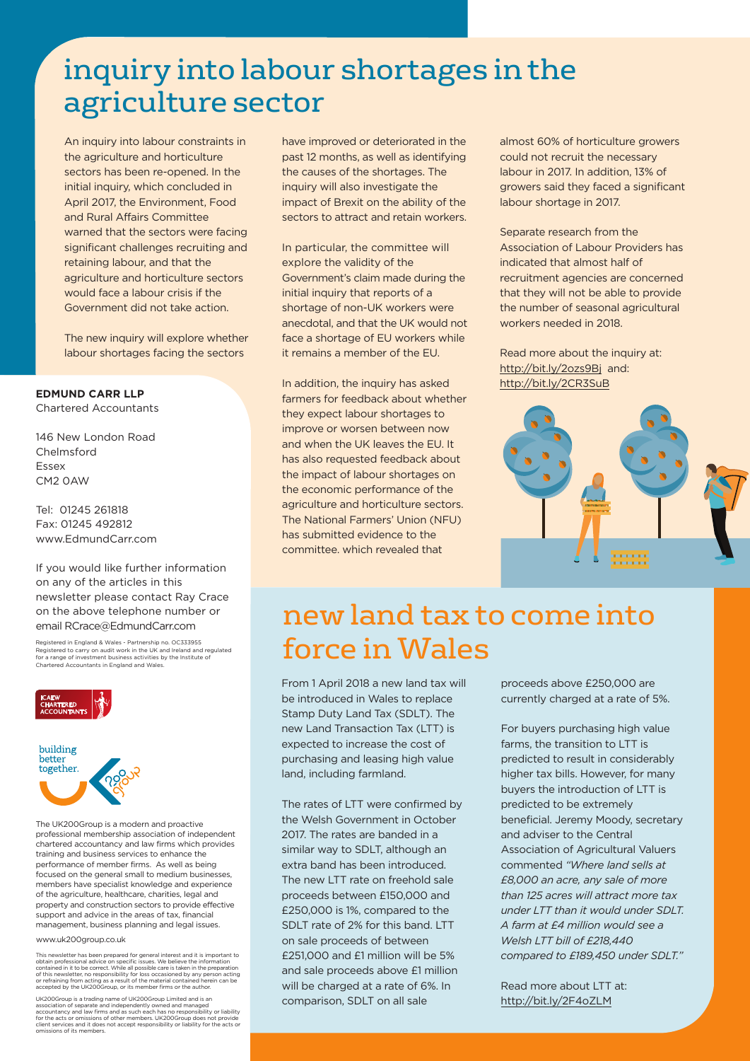# inquiry into labour shortages in the agriculture sector

An inquiry into labour constraints in the agriculture and horticulture sectors has been re-opened. In the initial inquiry, which concluded in April 2017, the Environment, Food and Rural Affairs Committee warned that the sectors were facing significant challenges recruiting and retaining labour, and that the agriculture and horticulture sectors would face a labour crisis if the Government did not take action.

The new inquiry will explore whether labour shortages facing the sectors have improved or deteriorated in the past 12 months, as well as identifying the causes of the shortages. The inquiry will also investigate the impact of Brexit on the ability of the sectors to attract and retain workers.

In particular, the committee will explore the validity of the Government's claim made during the initial inquiry that reports of a shortage of non-UK workers were anecdotal, and that the UK would not face a shortage of EU workers while it remains a member of the EU.

In addition, the inquiry has asked farmers for feedback about whether they expect labour shortages to improve or worsen between now and when the UK leaves the EU. It has also requested feedback about the impact of labour shortages on the economic performance of the agriculture and horticulture sectors. The National Farmers' Union (NFU) has submitted evidence to the committee. which revealed that almost 60% of horticulture growers could not recruit the necessary labour in 2017. In addition, 13% of growers said they faced a significant labour shortage in 2017.

Separate research from the Association of Labour Providers has indicated that almost half of recruitment agencies are concerned that they will not be able to provide the number of seasonal agricultural workers needed in 2018.

Read more about the inquiry at: http://bit.ly/2ozs9Bj and: http://bit.ly/2CR3SuB

# new land tax to come into force in Wales

From 1 April 2018 a new land tax will be introduced in Wales to replace Stamp Duty Land Tax (SDLT). The new Land Transaction Tax (LTT) is expected to increase the cost of purchasing and leasing high value land, including farmland.

The rates of LTT were confirmed by the Welsh Government in October 2017. The rates are banded in a similar way to SDLT, although an extra band has been introduced. The new LTT rate on freehold sale proceeds between £150,000 and £250,000 is 1%, compared to the SDLT rate of 2% for this band. LTT on sale proceeds of between £251,000 and £1 million will be 5% and sale proceeds above £1 million will be charged at a rate of 6%. In comparison, SDLT on all sale proceeds above £250,000 are currently charged at a rate of 5%.

For buyers purchasing high value farms, the transition to LTT is predicted to result in considerably higher tax bills. However, for many buyers the introduction of LTT is predicted to be extremely beneficial. Jeremy Moody, secretary and adviser to the Central Association of Agricultural Valuers commented *"Where land sells at £8,000 an acre, any sale of more than 125 acres will attract more tax under LTT than it would under SDLT. A farm at £4 million would see a Welsh LTT bill of £218,440 compared to £189,450 under SDLT."*

Read more about LTT at: http://bit.ly/2F4oZLM

**EDMUND CARR LLP**
Chartered Accountants

146 New London Road
Chelmsford
Essex
CM2 0AW

Tel: 01245 261818
Fax: 01245 492812
www.EdmundCarr.com

If you would like further information on any of the articles in this newsletter please contact Ray Crace on the above telephone number or email RCrace@EdmundCarr.com

Registered in England & Wales - Partnership no. OC333955
Registered to carry on audit work in the UK and Ireland and regulated for a range of investment business activities by the Institute of Chartered Accountants in England and Wales.

ICAEW CHARTERED ACCOUNTANTS

building better together.

The UK200Group is a modern and proactive professional membership association of independent chartered accountancy and law firms which provides training and business services to enhance the performance of member firms. As well as being focused on the general small to medium businesses, members have specialist knowledge and experience of the agriculture, healthcare, charities, legal and property and construction sectors to provide effective support and advice in the areas of tax, financial management, business planning and legal issues.

www.uk200group.co.uk

This newsletter has been prepared for general interest and it is important to obtain professional advice on specific issues. We believe the information contained in it to be correct. While all possible care is taken in the preparation of this newsletter, no responsibility for loss occasioned by any person acting or refraining from acting as a result of the material contained herein can be accepted by the UK200Group, or its member firms or the author.

UK200Group is a trading name of UK200Group Limited and is an association of separate and independently owned and managed accountancy and law firms and as such each has no responsibility or liability for the acts or omissions of other members. UK200Group does not provide client services and it does not accept responsibility or liability for the acts or omissions of its members.